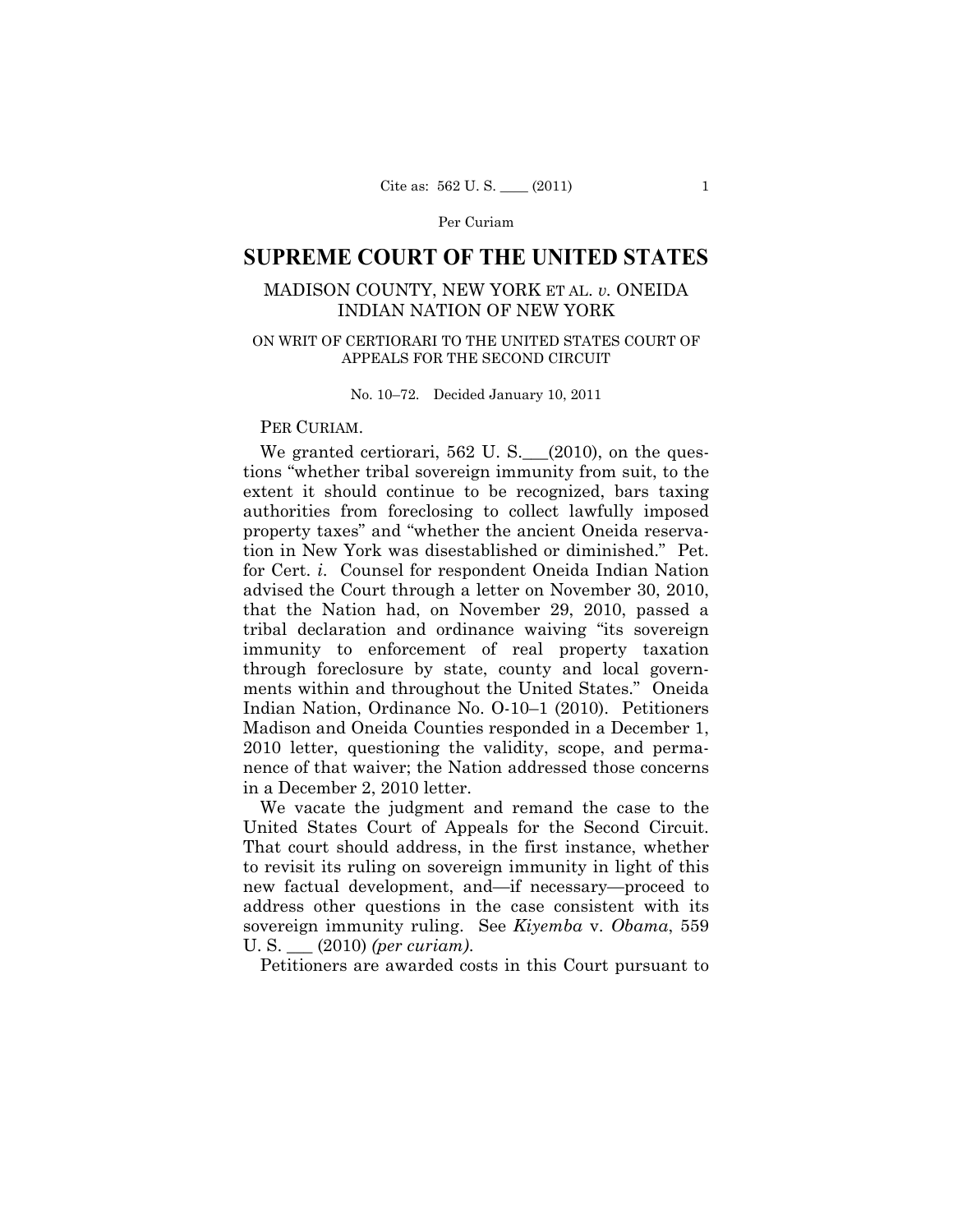Per Curiam

# SUPREME COURT OF THE UNITED STATES

## MADISON COUNTY, NEW YORK ET AL. *v.* ONEIDA INDIAN NATION OF NEW YORK

### ON WRIT OF CERTIORARI TO THE UNITED STATES COURT OF APPEALS FOR THE SECOND CIRCUIT

No. 10–72. Decided January 10, 2011

PER CURIAM.

We granted certiorari, 562 U. S.___(2010), on the questions "whether tribal sovereign immunity from suit, to the extent it should continue to be recognized, bars taxing authorities from foreclosing to collect lawfully imposed property taxes" and "whether the ancient Oneida reservation in New York was disestablished or diminished." Pet. for Cert. *i*. Counsel for respondent Oneida Indian Nation advised the Court through a letter on November 30, 2010, that the Nation had, on November 29, 2010, passed a tribal declaration and ordinance waiving "its sovereign immunity to enforcement of real property taxation through foreclosure by state, county and local governments within and throughout the United States." Oneida Indian Nation, Ordinance No. O-10–1 (2010). Petitioners Madison and Oneida Counties responded in a December 1, 2010 letter, questioning the validity, scope, and permanence of that waiver; the Nation addressed those concerns in a December 2, 2010 letter.

We vacate the judgment and remand the case to the United States Court of Appeals for the Second Circuit. That court should address, in the first instance, whether to revisit its ruling on sovereign immunity in light of this new factual development, and—if necessary—proceed to address other questions in the case consistent with its sovereign immunity ruling. See *Kiyemba* v. *Obama*, 559 U. S. ___ (2010) *(per curiam)*.

Petitioners are awarded costs in this Court pursuant to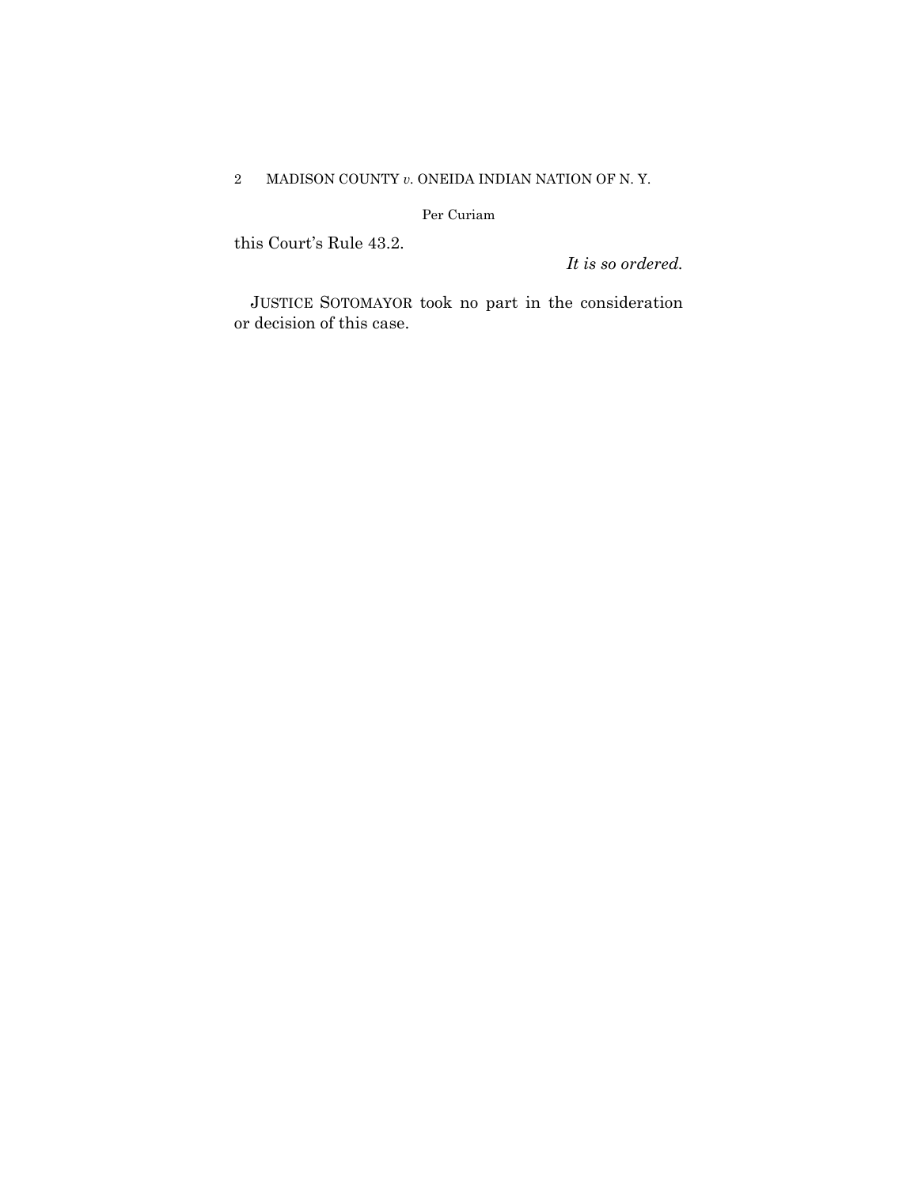this Court's Rule 43.2.

*It is so ordered.*

JUSTICE SOTOMAYOR took no part in the consideration or decision of this case.